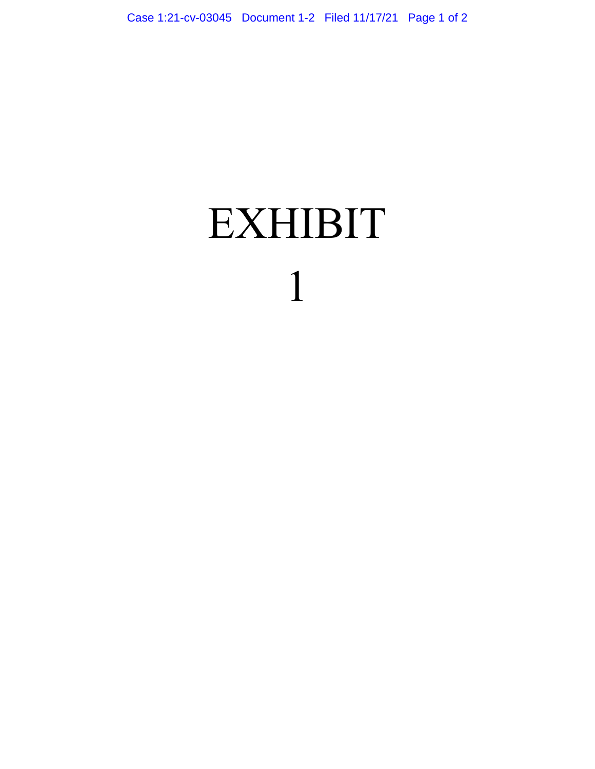# EXHIBIT

# 1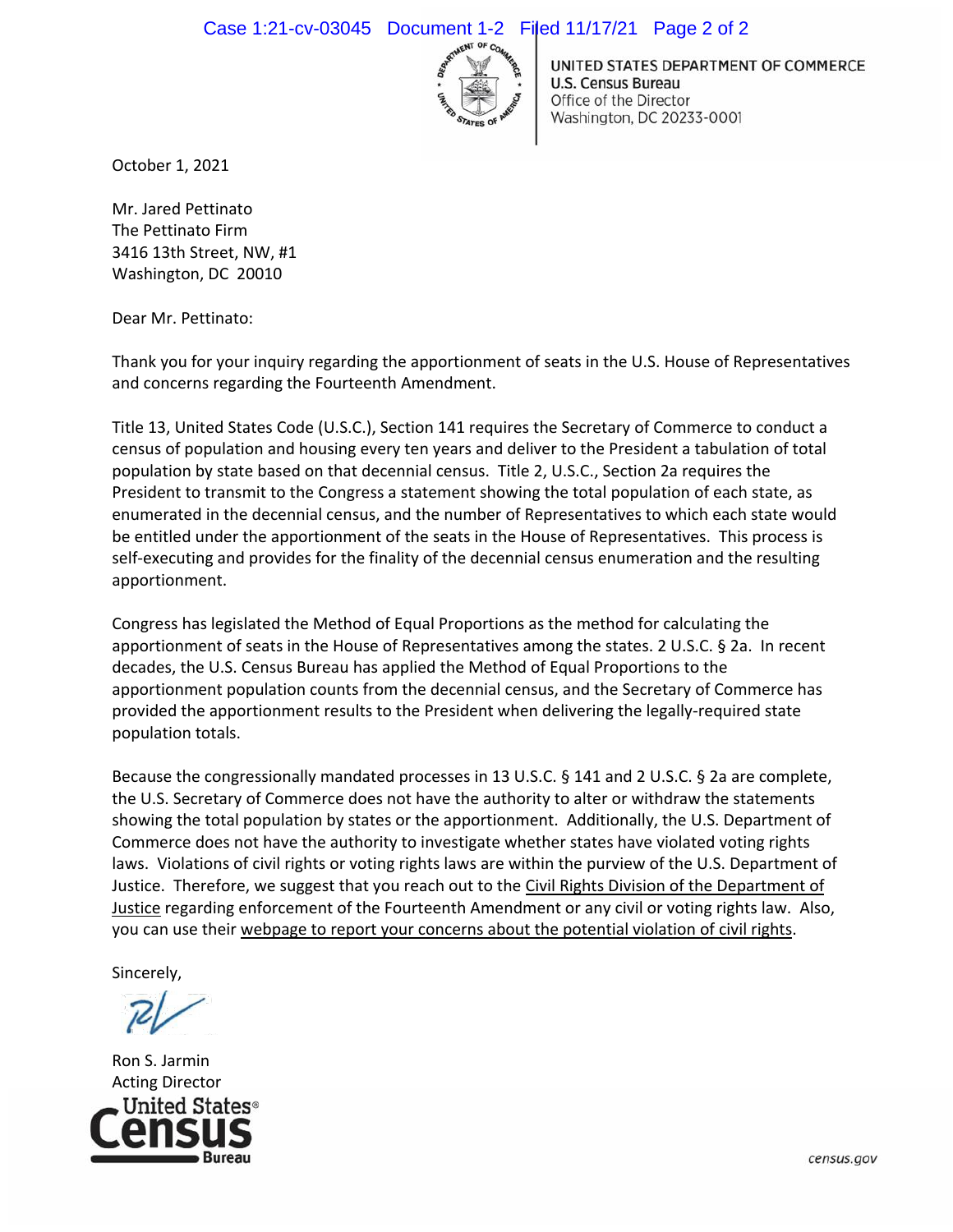UNITED STATES DEPARTMENT OF COMMERCE
U.S. Census Bureau
Office of the Director
Washington, DC 20233-0001

October 1, 2021

Mr. Jared Pettinato
The Pettinato Firm
3416 13th Street, NW, #1
Washington, DC 20010

Dear Mr. Pettinato:

Thank you for your inquiry regarding the apportionment of seats in the U.S. House of Representatives and concerns regarding the Fourteenth Amendment.

Title 13, United States Code (U.S.C.), Section 141 requires the Secretary of Commerce to conduct a census of population and housing every ten years and deliver to the President a tabulation of total population by state based on that decennial census. Title 2, U.S.C., Section 2a requires the President to transmit to the Congress a statement showing the total population of each state, as enumerated in the decennial census, and the number of Representatives to which each state would be entitled under the apportionment of the seats in the House of Representatives. This process is self-executing and provides for the finality of the decennial census enumeration and the resulting apportionment.

Congress has legislated the Method of Equal Proportions as the method for calculating the apportionment of seats in the House of Representatives among the states. 2 U.S.C. § 2a. In recent decades, the U.S. Census Bureau has applied the Method of Equal Proportions to the apportionment population counts from the decennial census, and the Secretary of Commerce has provided the apportionment results to the President when delivering the legally-required state population totals.

Because the congressionally mandated processes in 13 U.S.C. § 141 and 2 U.S.C. § 2a are complete, the U.S. Secretary of Commerce does not have the authority to alter or withdraw the statements showing the total population by states or the apportionment. Additionally, the U.S. Department of Commerce does not have the authority to investigate whether states have violated voting rights laws. Violations of civil rights or voting rights laws are within the purview of the U.S. Department of Justice. Therefore, we suggest that you reach out to the Civil Rights Division of the Department of Justice regarding enforcement of the Fourteenth Amendment or any civil or voting rights law. Also, you can use their webpage to report your concerns about the potential violation of civil rights.

Sincerely,

Ron S. Jarmin
Acting Director

census.gov